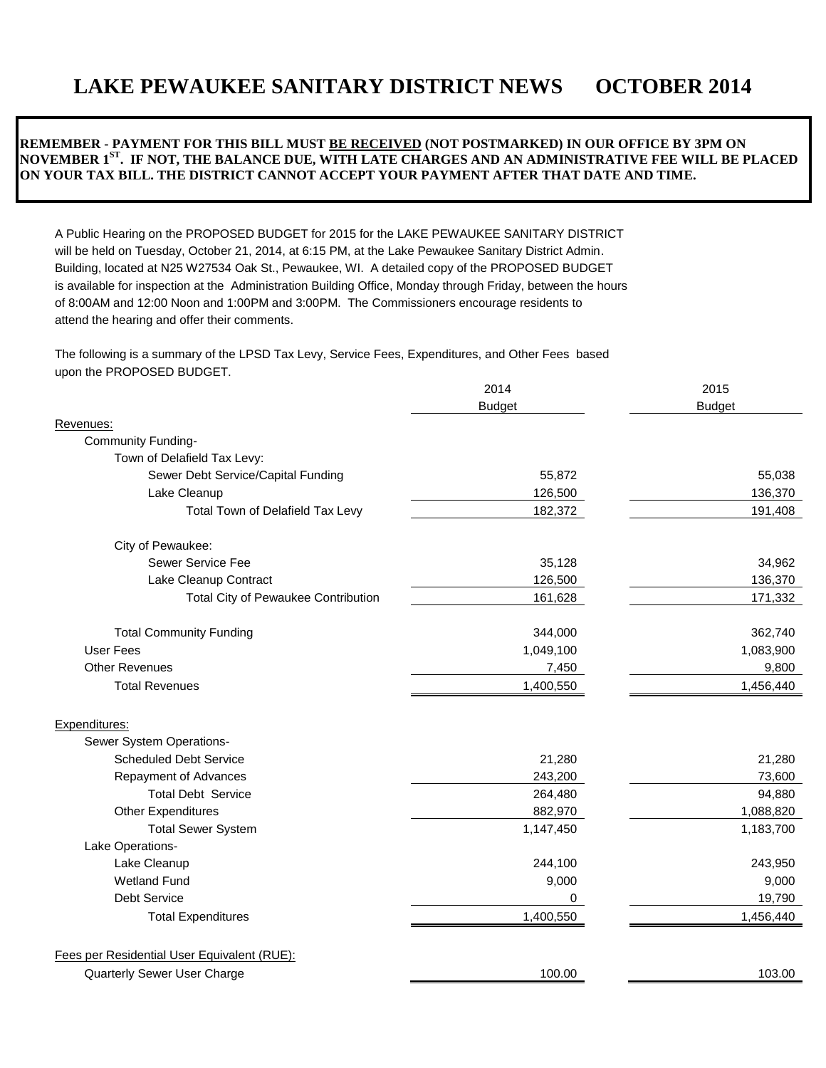# LAKE PEWAUKEE SANITARY DISTRICT NEWS OCTOBER 2014

**REMEMBER - PAYMENT FOR THIS BILL MUST BE RECEIVED (NOT POSTMARKED) IN OUR OFFICE BY 3PM ON NOVEMBER 1ST. IF NOT, THE BALANCE DUE, WITH LATE CHARGES AND AN ADMINISTRATIVE FEE WILL BE PLACED ON YOUR TAX BILL. THE DISTRICT CANNOT ACCEPT YOUR PAYMENT AFTER THAT DATE AND TIME.**

A Public Hearing on the PROPOSED BUDGET for 2015 for the LAKE PEWAUKEE SANITARY DISTRICT will be held on Tuesday, October 21, 2014, at 6:15 PM, at the Lake Pewaukee Sanitary District Admin. Building, located at N25 W27534 Oak St., Pewaukee, WI. A detailed copy of the PROPOSED BUDGET is available for inspection at the Administration Building Office, Monday through Friday, between the hours of 8:00AM and 12:00 Noon and 1:00PM and 3:00PM. The Commissioners encourage residents to attend the hearing and offer their comments.

The following is a summary of the LPSD Tax Levy, Service Fees, Expenditures, and Other Fees based upon the PROPOSED BUDGET.

| | 2014 Budget | 2015 Budget |
|---|---|---|
| **Revenues:** | | |
| Community Funding- | | |
| Town of Delafield Tax Levy: | | |
| Sewer Debt Service/Capital Funding | 55,872 | 55,038 |
| Lake Cleanup | 126,500 | 136,370 |
| Total Town of Delafield Tax Levy | 182,372 | 191,408 |
| City of Pewaukee: | | |
| Sewer Service Fee | 35,128 | 34,962 |
| Lake Cleanup Contract | 126,500 | 136,370 |
| Total City of Pewaukee Contribution | 161,628 | 171,332 |
| Total Community Funding | 344,000 | 362,740 |
| User Fees | 1,049,100 | 1,083,900 |
| Other Revenues | 7,450 | 9,800 |
| Total Revenues | 1,400,550 | 1,456,440 |
| **Expenditures:** | | |
| Sewer System Operations- | | |
| Scheduled Debt Service | 21,280 | 21,280 |
| Repayment of Advances | 243,200 | 73,600 |
| Total Debt Service | 264,480 | 94,880 |
| Other Expenditures | 882,970 | 1,088,820 |
| Total Sewer System | 1,147,450 | 1,183,700 |
| Lake Operations- | | |
| Lake Cleanup | 244,100 | 243,950 |
| Wetland Fund | 9,000 | 9,000 |
| Debt Service | 0 | 19,790 |
| Total Expenditures | 1,400,550 | 1,456,440 |
| **Fees per Residential User Equivalent (RUE):** | | |
| Quarterly Sewer User Charge | 100.00 | 103.00 |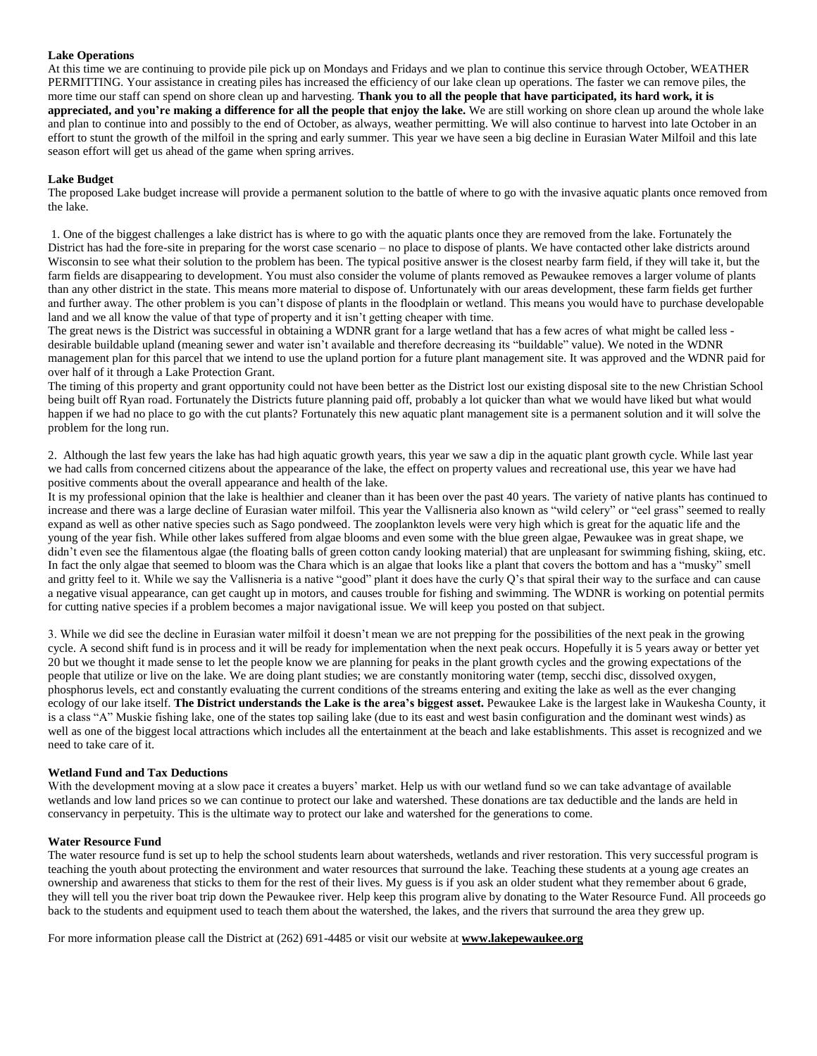### Lake Operations

At this time we are continuing to provide pile pick up on Mondays and Fridays and we plan to continue this service through October, WEATHER PERMITTING. Your assistance in creating piles has increased the efficiency of our lake clean up operations. The faster we can remove piles, the more time our staff can spend on shore clean up and harvesting. **Thank you to all the people that have participated, its hard work, it is appreciated, and you're making a difference for all the people that enjoy the lake.** We are still working on shore clean up around the whole lake and plan to continue into and possibly to the end of October, as always, weather permitting. We will also continue to harvest into late October in an effort to stunt the growth of the milfoil in the spring and early summer. This year we have seen a big decline in Eurasian Water Milfoil and this late season effort will get us ahead of the game when spring arrives.

### Lake Budget

The proposed Lake budget increase will provide a permanent solution to the battle of where to go with the invasive aquatic plants once removed from the lake.

1. One of the biggest challenges a lake district has is where to go with the aquatic plants once they are removed from the lake. Fortunately the District has had the fore-site in preparing for the worst case scenario – no place to dispose of plants. We have contacted other lake districts around Wisconsin to see what their solution to the problem has been. The typical positive answer is the closest nearby farm field, if they will take it, but the farm fields are disappearing to development. You must also consider the volume of plants removed as Pewaukee removes a larger volume of plants than any other district in the state. This means more material to dispose of. Unfortunately with our areas development, these farm fields get further and further away. The other problem is you can't dispose of plants in the floodplain or wetland. This means you would have to purchase developable land and we all know the value of that type of property and it isn't getting cheaper with time.

The great news is the District was successful in obtaining a WDNR grant for a large wetland that has a few acres of what might be called less - desirable buildable upland (meaning sewer and water isn't available and therefore decreasing its "buildable" value). We noted in the WDNR management plan for this parcel that we intend to use the upland portion for a future plant management site. It was approved and the WDNR paid for over half of it through a Lake Protection Grant.

The timing of this property and grant opportunity could not have been better as the District lost our existing disposal site to the new Christian School being built off Ryan road. Fortunately the Districts future planning paid off, probably a lot quicker than what we would have liked but what would happen if we had no place to go with the cut plants? Fortunately this new aquatic plant management site is a permanent solution and it will solve the problem for the long run.

2. Although the last few years the lake has had high aquatic growth years, this year we saw a dip in the aquatic plant growth cycle. While last year we had calls from concerned citizens about the appearance of the lake, the effect on property values and recreational use, this year we have had positive comments about the overall appearance and health of the lake.

It is my professional opinion that the lake is healthier and cleaner than it has been over the past 40 years. The variety of native plants has continued to increase and there was a large decline of Eurasian water milfoil. This year the Vallisneria also known as "wild celery" or "eel grass" seemed to really expand as well as other native species such as Sago pondweed. The zooplankton levels were very high which is great for the aquatic life and the young of the year fish. While other lakes suffered from algae blooms and even some with the blue green algae, Pewaukee was in great shape, we didn't even see the filamentous algae (the floating balls of green cotton candy looking material) that are unpleasant for swimming fishing, skiing, etc. In fact the only algae that seemed to bloom was the Chara which is an algae that looks like a plant that covers the bottom and has a "musky" smell and gritty feel to it. While we say the Vallisneria is a native "good" plant it does have the curly Q's that spiral their way to the surface and can cause a negative visual appearance, can get caught up in motors, and causes trouble for fishing and swimming. The WDNR is working on potential permits for cutting native species if a problem becomes a major navigational issue. We will keep you posted on that subject.

3. While we did see the decline in Eurasian water milfoil it doesn't mean we are not prepping for the possibilities of the next peak in the growing cycle. A second shift fund is in process and it will be ready for implementation when the next peak occurs. Hopefully it is 5 years away or better yet 20 but we thought it made sense to let the people know we are planning for peaks in the plant growth cycles and the growing expectations of the people that utilize or live on the lake. We are doing plant studies; we are constantly monitoring water (temp, secchi disc, dissolved oxygen, phosphorus levels, ect and constantly evaluating the current conditions of the streams entering and exiting the lake as well as the ever changing ecology of our lake itself. **The District understands the Lake is the area's biggest asset.** Pewaukee Lake is the largest lake in Waukesha County, it is a class "A" Muskie fishing lake, one of the states top sailing lake (due to its east and west basin configuration and the dominant west winds) as well as one of the biggest local attractions which includes all the entertainment at the beach and lake establishments. This asset is recognized and we need to take care of it.

### Wetland Fund and Tax Deductions

With the development moving at a slow pace it creates a buyers' market. Help us with our wetland fund so we can take advantage of available wetlands and low land prices so we can continue to protect our lake and watershed. These donations are tax deductible and the lands are held in conservancy in perpetuity. This is the ultimate way to protect our lake and watershed for the generations to come.

### Water Resource Fund

The water resource fund is set up to help the school students learn about watersheds, wetlands and river restoration. This very successful program is teaching the youth about protecting the environment and water resources that surround the lake. Teaching these students at a young age creates an ownership and awareness that sticks to them for the rest of their lives. My guess is if you ask an older student what they remember about 6 grade, they will tell you the river boat trip down the Pewaukee river. Help keep this program alive by donating to the Water Resource Fund. All proceeds go back to the students and equipment used to teach them about the watershed, the lakes, and the rivers that surround the area they grew up.

For more information please call the District at (262) 691-4485 or visit our website at **www.lakepewaukee.org**